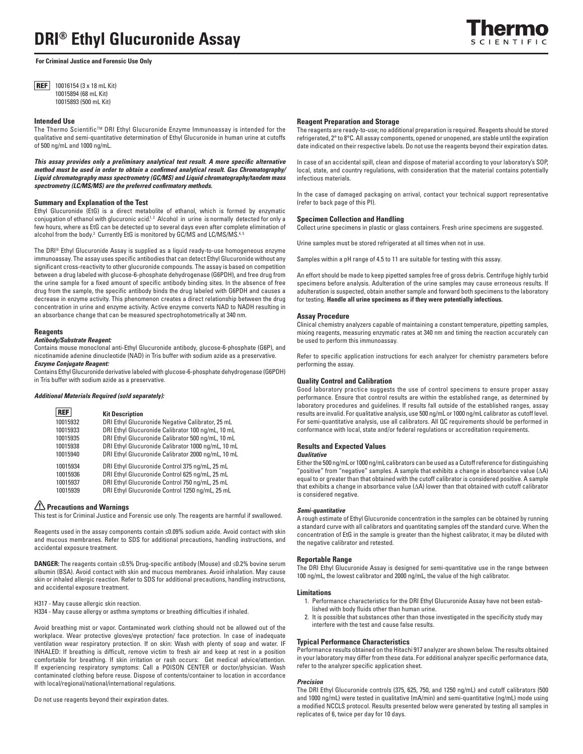# DRI® Ethyl Glucuronide Assay

**For Criminal Justice and Forensic Use Only**

**REF** 10016154 (3 x 18 mL Kit)
10015894 (68 mL Kit)
10015893 (500 mL Kit)

## Intended Use

The Thermo Scientific™ DRI Ethyl Glucuronide Enzyme Immunoassay is intended for the qualitative and semi-quantitative determination of Ethyl Glucuronide in human urine at cutoffs of 500 ng/mL and 1000 ng/mL.

***This assay provides only a preliminary analytical test result. A more specific alternative method must be used in order to obtain a confirmed analytical result. Gas Chromatography/Liquid chromatography mass spectrometry (GC/MS) and Liquid chromatography/tandem mass spectrometry (LC/MS/MS) are the preferred confirmatory methods.***

## Summary and Explanation of the Test

Ethyl Glucuronide (EtG) is a direct metabolite of ethanol, which is formed by enzymatic conjugation of ethanol with glucuronic acid.[1,2] Alcohol in urine is normally detected for only a few hours, where as EtG can be detected up to several days even after complete elimination of alcohol from the body.[3] Currently EtG is monitored by GC/MS and LC/MS/MS.[4,5]

The DRI® Ethyl Glucuronide Assay is supplied as a liquid ready-to-use homogeneous enzyme immunoassay. The assay uses specific antibodies that can detect Ethyl Glucuronide without any significant cross-reactivity to other glucuronide compounds. The assay is based on competition between a drug labeled with glucose-6-phosphate dehydrogenase (G6PDH), and free drug from the urine sample for a fixed amount of specific antibody binding sites. In the absence of free drug from the sample, the specific antibody binds the drug labeled with G6PDH and causes a decrease in enzyme activity. This phenomenon creates a direct relationship between the drug concentration in urine and enzyme activity. Active enzyme converts NAD to NADH resulting in an absorbance change that can be measured spectrophotometrically at 340 nm.

## Reagents

***Antibody/Substrate Reagent:***

Contains mouse monoclonal anti-Ethyl Glucuronide antibody, glucose-6-phosphate (G6P), and nicotinamide adenine dinucleotide (NAD) in Tris buffer with sodium azide as a preservative.

***Enzyme Conjugate Reagent:***

Contains Ethyl Glucuronide derivative labeled with glucose-6-phosphate dehydrogenase (G6PDH) in Tris buffer with sodium azide as a preservative.

***Additional Materials Required (sold separately):***

| REF | Kit Description |
|---|---|
| 10015932 | DRI Ethyl Glucuronide Negative Calibrator, 25 mL |
| 10015933 | DRI Ethyl Glucuronide Calibrator 100 ng/mL, 10 mL |
| 10015935 | DRI Ethyl Glucuronide Calibrator 500 ng/mL, 10 mL |
| 10015938 | DRI Ethyl Glucuronide Calibrator 1000 ng/mL, 10 mL |
| 10015940 | DRI Ethyl Glucuronide Calibrator 2000 ng/mL, 10 mL |
| 10015934 | DRI Ethyl Glucuronide Control 375 ng/mL, 25 mL |
| 10015936 | DRI Ethyl Glucuronide Control 625 ng/mL, 25 mL |
| 10015937 | DRI Ethyl Glucuronide Control 750 ng/mL, 25 mL |
| 10015939 | DRI Ethyl Glucuronide Control 1250 ng/mL, 25 mL |

## ⚠ Precautions and Warnings

This test is for Criminal Justice and Forensic use only. The reagents are harmful if swallowed.

Reagents used in the assay components contain ≤0.09% sodium azide. Avoid contact with skin and mucous membranes. Refer to SDS for additional precautions, handling instructions, and accidental exposure treatment.

**DANGER:** The reagents contain ≤0.5% Drug-specific antibody (Mouse) and ≤0.2% bovine serum albumin (BSA). Avoid contact with skin and mucous membranes. Avoid inhalation. May cause skin or inhaled allergic reaction. Refer to SDS for additional precautions, handling instructions, and accidental exposure treatment.

H317 - May cause allergic skin reaction.
H334 - May cause allergy or asthma symptoms or breathing difficulties if inhaled.

Avoid breathing mist or vapor. Contaminated work clothing should not be allowed out of the workplace. Wear protective gloves/eye protection/ face protection. In case of inadequate ventilation wear respiratory protection. If on skin: Wash with plenty of soap and water. IF INHALED: If breathing is difficult, remove victim to fresh air and keep at rest in a position comfortable for breathing. If skin irritation or rash occurs: Get medical advice/attention. If experiencing respiratory symptoms: Call a POISON CENTER or doctor/physician. Wash contaminated clothing before reuse. Dispose of contents/container to location in accordance with local/regional/national/international regulations.

Do not use reagents beyond their expiration dates.

## Reagent Preparation and Storage

The reagents are ready-to-use; no additional preparation is required. Reagents should be stored refrigerated, 2° to 8°C. All assay components, opened or unopened, are stable until the expiration date indicated on their respective labels. Do not use the reagents beyond their expiration dates.

In case of an accidental spill, clean and dispose of material according to your laboratory's SOP, local, state, and country regulations, with consideration that the material contains potentially infectious materials.

In the case of damaged packaging on arrival, contact your technical support representative (refer to back page of this PI).

## Specimen Collection and Handling

Collect urine specimens in plastic or glass containers. Fresh urine specimens are suggested.

Urine samples must be stored refrigerated at all times when not in use.

Samples within a pH range of 4.5 to 11 are suitable for testing with this assay.

An effort should be made to keep pipetted samples free of gross debris. Centrifuge highly turbid specimens before analysis. Adulteration of the urine samples may cause erroneous results. If adulteration is suspected, obtain another sample and forward both specimens to the laboratory for testing. **Handle all urine specimens as if they were potentially infectious.**

## Assay Procedure

Clinical chemistry analyzers capable of maintaining a constant temperature, pipetting samples, mixing reagents, measuring enzymatic rates at 340 nm and timing the reaction accurately can be used to perform this immunoassay.

Refer to specific application instructions for each analyzer for chemistry parameters before performing the assay.

## Quality Control and Calibration

Good laboratory practice suggests the use of control specimens to ensure proper assay performance. Ensure that control results are within the established range, as determined by laboratory procedures and guidelines. If results fall outside of the established ranges, assay results are invalid. For qualitative analysis, use 500 ng/mL or 1000 ng/mL calibrator as cutoff level. For semi-quantitative analysis, use all calibrators. All QC requirements should be performed in conformance with local, state and/or federal regulations or accreditation requirements.

## Results and Expected Values

***Qualitative***

Either the 500 ng/mL or 1000 ng/mL calibrators can be used as a Cutoff reference for distinguishing "positive" from "negative" samples. A sample that exhibits a change in absorbance value ($\Delta A$) equal to or greater than that obtained with the cutoff calibrator is considered positive. A sample that exhibits a change in absorbance value ($\Delta A$) lower than that obtained with cutoff calibrator is considered negative.

***Semi-quantitative***

A rough estimate of Ethyl Glucuronide concentration in the samples can be obtained by running a standard curve with all calibrators and quantitating samples off the standard curve. When the concentration of EtG in the sample is greater than the highest calibrator, it may be diluted with the negative calibrator and retested.

## Reportable Range

The DRI Ethyl Glucuronide Assay is designed for semi-quantitative use in the range between 100 ng/mL, the lowest calibrator and 2000 ng/mL, the value of the high calibrator.

## Limitations

1. Performance characteristics for the DRI Ethyl Glucuronide Assay have not been established with body fluids other than human urine.
2. It is possible that substances other than those investigated in the specificity study may interfere with the test and cause false results.

## Typical Performance Characteristics

Performance results obtained on the Hitachi 917 analyzer are shown below. The results obtained in your laboratory may differ from these data. For additional analyzer specific performance data, refer to the analyzer specific application sheet.

***Precision***

The DRI Ethyl Glucuronide controls (375, 625, 750, and 1250 ng/mL) and cutoff calibrators (500 and 1000 ng/mL) were tested in qualitative (mA/min) and semi-quantitative (ng/mL) mode using a modified NCCLS protocol. Results presented below were generated by testing all samples in replicates of 6, twice per day for 10 days.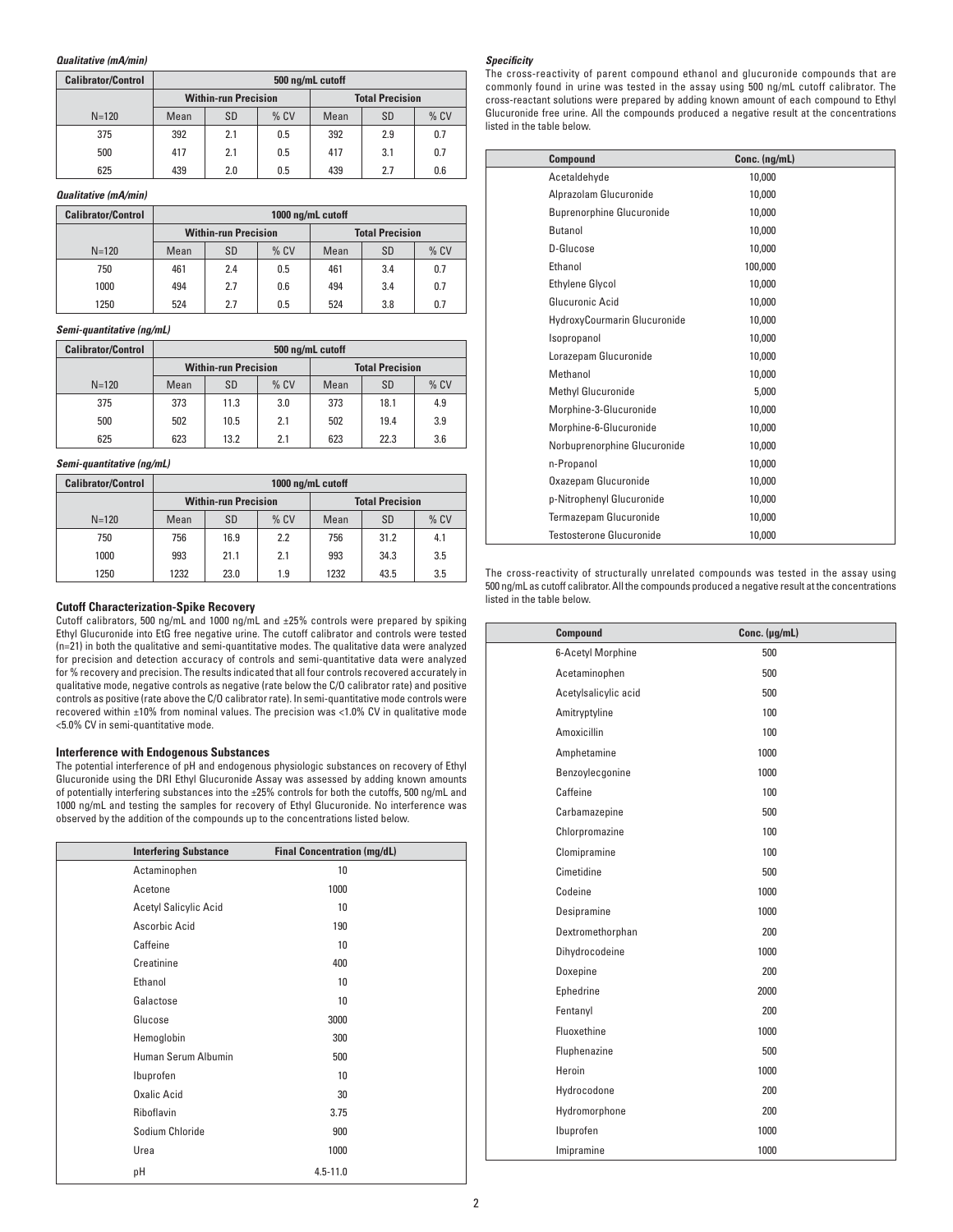***Qualitative (mA/min)***

| Calibrator/Control | 500 ng/mL cutoff | | | | | |
|---|---|---|---|---|---|---|
| | Within-run Precision | | | Total Precision | | |
| N=120 | Mean | SD | % CV | Mean | SD | % CV |
| 375 | 392 | 2.1 | 0.5 | 392 | 2.9 | 0.7 |
| 500 | 417 | 2.1 | 0.5 | 417 | 3.1 | 0.7 |
| 625 | 439 | 2.0 | 0.5 | 439 | 2.7 | 0.6 |

***Qualitative (mA/min)***

| Calibrator/Control | 1000 ng/mL cutoff | | | | | |
|---|---|---|---|---|---|---|
| | Within-run Precision | | | Total Precision | | |
| N=120 | Mean | SD | % CV | Mean | SD | % CV |
| 750 | 461 | 2.4 | 0.5 | 461 | 3.4 | 0.7 |
| 1000 | 494 | 2.7 | 0.6 | 494 | 3.4 | 0.7 |
| 1250 | 524 | 2.7 | 0.5 | 524 | 3.8 | 0.7 |

***Semi-quantitative (ng/mL)***

| Calibrator/Control | 500 ng/mL cutoff | | | | | |
|---|---|---|---|---|---|---|
| | Within-run Precision | | | Total Precision | | |
| N=120 | Mean | SD | % CV | Mean | SD | % CV |
| 375 | 373 | 11.3 | 3.0 | 373 | 18.1 | 4.9 |
| 500 | 502 | 10.5 | 2.1 | 502 | 19.4 | 3.9 |
| 625 | 623 | 13.2 | 2.1 | 623 | 22.3 | 3.6 |

***Semi-quantitative (ng/mL)***

| Calibrator/Control | 1000 ng/mL cutoff | | | | | |
|---|---|---|---|---|---|---|
| | Within-run Precision | | | Total Precision | | |
| N=120 | Mean | SD | % CV | Mean | SD | % CV |
| 750 | 756 | 16.9 | 2.2 | 756 | 31.2 | 4.1 |
| 1000 | 993 | 21.1 | 2.1 | 993 | 34.3 | 3.5 |
| 1250 | 1232 | 23.0 | 1.9 | 1232 | 43.5 | 3.5 |

**Cutoff Characterization-Spike Recovery**

Cutoff calibrators, 500 ng/mL and 1000 ng/mL and ±25% controls were prepared by spiking Ethyl Glucuronide into EtG free negative urine. The cutoff calibrator and controls were tested (n=21) in both the qualitative and semi-quantitative modes. The qualitative data were analyzed for precision and detection accuracy of controls and semi-quantitative data were analyzed for % recovery and precision. The results indicated that all four controls recovered accurately in qualitative mode, negative controls as negative (rate below the C/O calibrator rate) and positive controls as positive (rate above the C/O calibrator rate). In semi-quantitative mode controls were recovered within ±10% from nominal values. The precision was <1.0% CV in qualitative mode <5.0% CV in semi-quantitative mode.

**Interference with Endogenous Substances**

The potential interference of pH and endogenous physiologic substances on recovery of Ethyl Glucuronide using the DRI Ethyl Glucuronide Assay was assessed by adding known amounts of potentially interfering substances into the ±25% controls for both the cutoffs, 500 ng/mL and 1000 ng/mL and testing the samples for recovery of Ethyl Glucuronide. No interference was observed by the addition of the compounds up to the concentrations listed below.

| Interfering Substance | Final Concentration (mg/dL) |
|---|---|
| Actaminophen | 10 |
| Acetone | 1000 |
| Acetyl Salicylic Acid | 10 |
| Ascorbic Acid | 190 |
| Caffeine | 10 |
| Creatinine | 400 |
| Ethanol | 10 |
| Galactose | 10 |
| Glucose | 3000 |
| Hemoglobin | 300 |
| Human Serum Albumin | 500 |
| Ibuprofen | 10 |
| Oxalic Acid | 30 |
| Riboflavin | 3.75 |
| Sodium Chloride | 900 |
| Urea | 1000 |
| pH | 4.5-11.0 |

***Specificity***

The cross-reactivity of parent compound ethanol and glucuronide compounds that are commonly found in urine was tested in the assay using 500 ng/mL cutoff calibrator. The cross-reactant solutions were prepared by adding known amount of each compound to Ethyl Glucuronide free urine. All the compounds produced a negative result at the concentrations listed in the table below.

| Compound | Conc. (ng/mL) |
|---|---|
| Acetaldehyde | 10,000 |
| Alprazolam Glucuronide | 10,000 |
| Buprenorphine Glucuronide | 10,000 |
| Butanol | 10,000 |
| D-Glucose | 10,000 |
| Ethanol | 100,000 |
| Ethylene Glycol | 10,000 |
| Glucuronic Acid | 10,000 |
| HydroxyCourmarin Glucuronide | 10,000 |
| Isopropanol | 10,000 |
| Lorazepam Glucuronide | 10,000 |
| Methanol | 10,000 |
| Methyl Glucuronide | 5,000 |
| Morphine-3-Glucuronide | 10,000 |
| Morphine-6-Glucuronide | 10,000 |
| Norbuprenorphine Glucuronide | 10,000 |
| n-Propanol | 10,000 |
| Oxazepam Glucuronide | 10,000 |
| p-Nitrophenyl Glucuronide | 10,000 |
| Termazepam Glucuronide | 10,000 |
| Testosterone Glucuronide | 10,000 |

The cross-reactivity of structurally unrelated compounds was tested in the assay using 500 ng/mL as cutoff calibrator. All the compounds produced a negative result at the concentrations listed in the table below.

| Compound | Conc. (µg/mL) |
|---|---|
| 6-Acetyl Morphine | 500 |
| Acetaminophen | 500 |
| Acetylsalicylic acid | 500 |
| Amitryptyline | 100 |
| Amoxicillin | 100 |
| Amphetamine | 1000 |
| Benzoylecgonine | 1000 |
| Caffeine | 100 |
| Carbamazepine | 500 |
| Chlorpromazine | 100 |
| Clomipramine | 100 |
| Cimetidine | 500 |
| Codeine | 1000 |
| Desipramine | 1000 |
| Dextromethorphan | 200 |
| Dihydrocodeine | 1000 |
| Doxepine | 200 |
| Ephedrine | 2000 |
| Fentanyl | 200 |
| Fluoxethine | 1000 |
| Fluphenazine | 500 |
| Heroin | 1000 |
| Hydrocodone | 200 |
| Hydromorphone | 200 |
| Ibuprofen | 1000 |
| Imipramine | 1000 |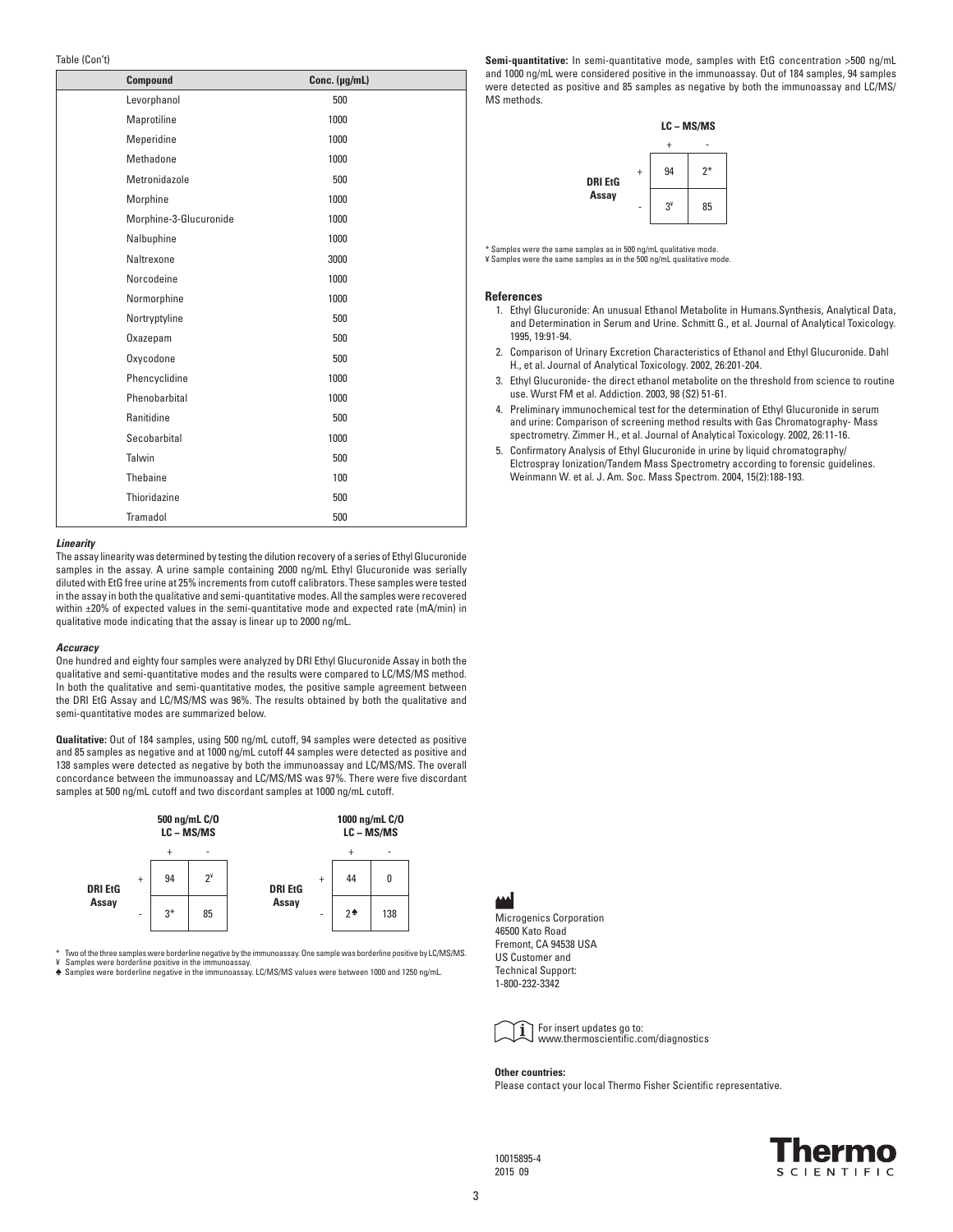Table (Con't)

| Compound | Conc. (µg/mL) |
|---|---|
| Levorphanol | 500 |
| Maprotiline | 1000 |
| Meperidine | 1000 |
| Methadone | 1000 |
| Metronidazole | 500 |
| Morphine | 1000 |
| Morphine-3-Glucuronide | 1000 |
| Nalbuphine | 1000 |
| Naltrexone | 3000 |
| Norcodeine | 1000 |
| Normorphine | 1000 |
| Nortryptyline | 500 |
| Oxazepam | 500 |
| Oxycodone | 500 |
| Phencyclidine | 1000 |
| Phenobarbital | 1000 |
| Ranitidine | 500 |
| Secobarbital | 1000 |
| Talwin | 500 |
| Thebaine | 100 |
| Thioridazine | 500 |
| Tramadol | 500 |

***Linearity***

The assay linearity was determined by testing the dilution recovery of a series of Ethyl Glucuronide samples in the assay. A urine sample containing 2000 ng/mL Ethyl Glucuronide was serially diluted with EtG free urine at 25% increments from cutoff calibrators. These samples were tested in the assay in both the qualitative and semi-quantitative modes. All the samples were recovered within ±20% of expected values in the semi-quantitative mode and expected rate (mA/min) in qualitative mode indicating that the assay is linear up to 2000 ng/mL.

***Accuracy***

One hundred and eighty four samples were analyzed by DRI Ethyl Glucuronide Assay in both the qualitative and semi-quantitative modes and the results were compared to LC/MS/MS method. In both the qualitative and semi-quantitative modes, the positive sample agreement between the DRI EtG Assay and LC/MS/MS was 96%. The results obtained by both the qualitative and semi-quantitative modes are summarized below.

**Qualitative:** Out of 184 samples, using 500 ng/mL cutoff, 94 samples were detected as positive and 85 samples as negative and at 1000 ng/mL cutoff 44 samples were detected as positive and 138 samples were detected as negative by both the immunoassay and LC/MS/MS. The overall concordance between the immunoassay and LC/MS/MS was 97%. There were five discordant samples at 500 ng/mL cutoff and two discordant samples at 1000 ng/mL cutoff.

500 ng/mL C/O

| | | LC – MS/MS | |
|---|---|---|---|
| | | + | - |
| DRI EtG Assay | + | 94 | 2¥ |
| | - | 3* | 85 |

1000 ng/mL C/O

| | | LC – MS/MS | |
|---|---|---|---|
| | | + | - |
| DRI EtG Assay | + | 44 | 0 |
| | - | 2♠ | 138 |

\* Two of the three samples were borderline negative by the immunoassay. One sample was borderline positive by LC/MS/MS.
¥ Samples were borderline positive in the immunoassay.
♠ Samples were borderline negative in the immunoassay. LC/MS/MS values were between 1000 and 1250 ng/mL.

**Semi-quantitative:** In semi-quantitative mode, samples with EtG concentration >500 ng/mL and 1000 ng/mL were considered positive in the immunoassay. Out of 184 samples, 94 samples were detected as positive and 85 samples as negative by both the immunoassay and LC/MS/MS methods.

| | | LC – MS/MS | |
|---|---|---|---|
| | | + | - |
| DRI EtG Assay | + | 94 | 2* |
| | - | 3¥ | 85 |

\* Samples were the same samples as in 500 ng/mL qualitative mode.
¥ Samples were the same samples as in the 500 ng/mL qualitative mode.

**References**

1. Ethyl Glucuronide: An unusual Ethanol Metabolite in Humans.Synthesis, Analytical Data, and Determination in Serum and Urine. Schmitt G., et al. Journal of Analytical Toxicology. 1995, 19:91-94.
2. Comparison of Urinary Excretion Characteristics of Ethanol and Ethyl Glucuronide. Dahl H., et al. Journal of Analytical Toxicology. 2002, 26:201-204.
3. Ethyl Glucuronide- the direct ethanol metabolite on the threshold from science to routine use. Wurst FM et al. Addiction. 2003, 98 (S2) 51-61.
4. Preliminary immunochemical test for the determination of Ethyl Glucuronide in serum and urine: Comparison of screening method results with Gas Chromatography- Mass spectrometry. Zimmer H., et al. Journal of Analytical Toxicology. 2002, 26:11-16.
5. Confirmatory Analysis of Ethyl Glucuronide in urine by liquid chromatography/ Elctrospray Ionization/Tandem Mass Spectrometry according to forensic guidelines. Weinmann W. et al. J. Am. Soc. Mass Spectrom. 2004, 15(2):188-193.

Microgenics Corporation
46500 Kato Road
Fremont, CA 94538 USA
US Customer and
Technical Support:
1-800-232-3342

For insert updates go to:
www.thermoscientific.com/diagnostics

**Other countries:**
Please contact your local Thermo Fisher Scientific representative.

10015895-4
2015 09

Thermo SCIENTIFIC